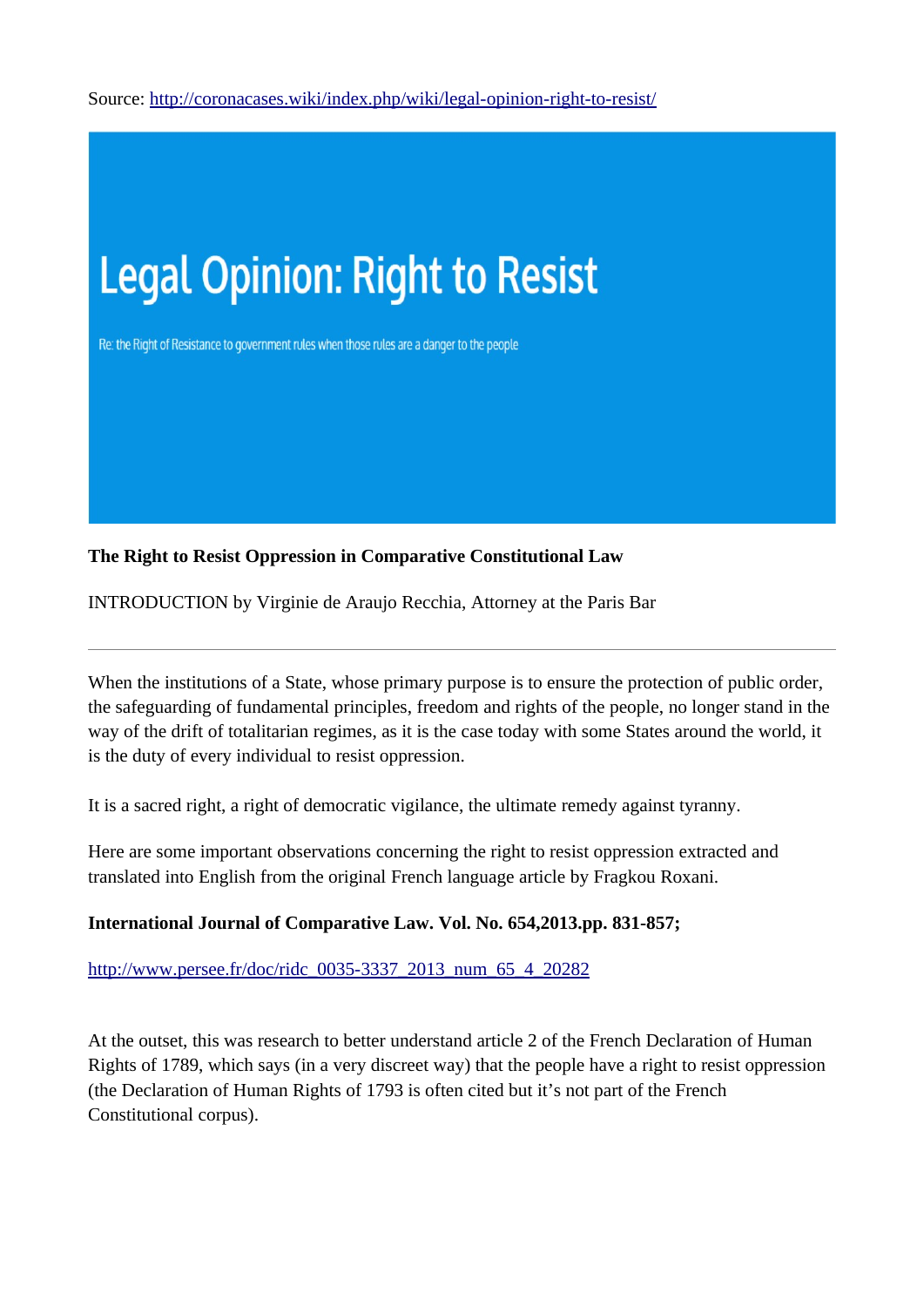Source: http://coronacases.wiki/index.php/wiki/legal-opinion-right-to-resist/

# Legal Opinion: Right to Resist

Re: the Right of Resistance to government rules when those rules are a danger to the people

**The Right to Resist Oppression in Comparative Constitutional Law**

INTRODUCTION by Virginie de Araujo Recchia, Attorney at the Paris Bar

---

When the institutions of a State, whose primary purpose is to ensure the protection of public order, the safeguarding of fundamental principles, freedom and rights of the people, no longer stand in the way of the drift of totalitarian regimes, as it is the case today with some States around the world, it is the duty of every individual to resist oppression.

It is a sacred right, a right of democratic vigilance, the ultimate remedy against tyranny.

Here are some important observations concerning the right to resist oppression extracted and translated into English from the original French language article by Fragkou Roxani.

**International Journal of Comparative Law. Vol. No. 654,2013.pp. 831-857;**

http://www.persee.fr/doc/ridc_0035-3337_2013_num_65_4_20282

At the outset, this was research to better understand article 2 of the French Declaration of Human Rights of 1789, which says (in a very discreet way) that the people have a right to resist oppression (the Declaration of Human Rights of 1793 is often cited but it's not part of the French Constitutional corpus).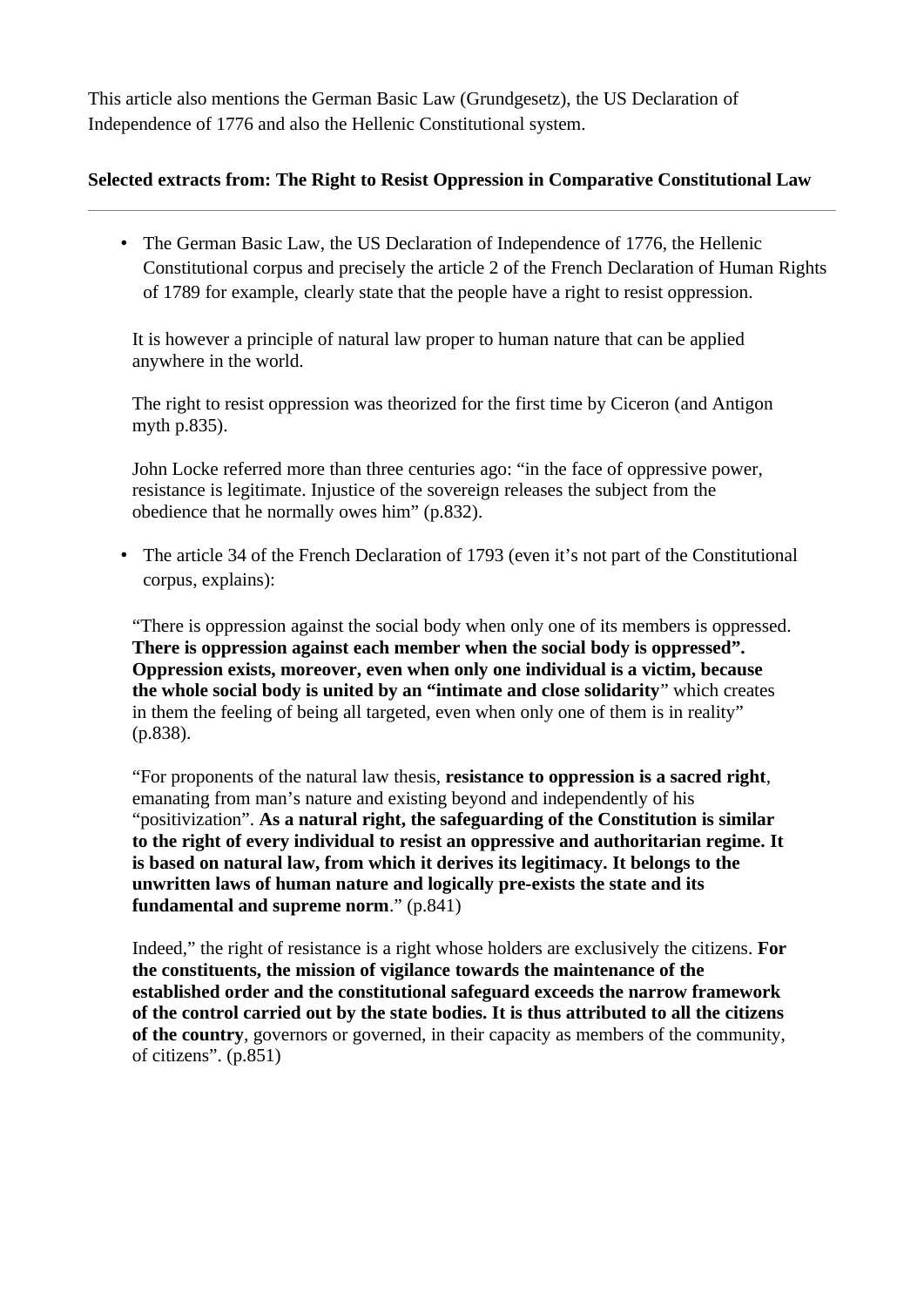This article also mentions the German Basic Law (Grundgesetz), the US Declaration of Independence of 1776 and also the Hellenic Constitutional system.

**Selected extracts from: The Right to Resist Oppression in Comparative Constitutional Law**

---

- The German Basic Law, the US Declaration of Independence of 1776, the Hellenic Constitutional corpus and precisely the article 2 of the French Declaration of Human Rights of 1789 for example, clearly state that the people have a right to resist oppression.

  It is however a principle of natural law proper to human nature that can be applied anywhere in the world.

  The right to resist oppression was theorized for the first time by Ciceron (and Antigon myth p.835).

  John Locke referred more than three centuries ago: "in the face of oppressive power, resistance is legitimate. Injustice of the sovereign releases the subject from the obedience that he normally owes him" (p.832).

- The article 34 of the French Declaration of 1793 (even it's not part of the Constitutional corpus, explains):

  "There is oppression against the social body when only one of its members is oppressed. **There is oppression against each member when the social body is oppressed". Oppression exists, moreover, even when only one individual is a victim, because the whole social body is united by an "intimate and close solidarity**" which creates in them the feeling of being all targeted, even when only one of them is in reality" (p.838).

  "For proponents of the natural law thesis, **resistance to oppression is a sacred right**, emanating from man's nature and existing beyond and independently of his "positivization". **As a natural right, the safeguarding of the Constitution is similar to the right of every individual to resist an oppressive and authoritarian regime. It is based on natural law, from which it derives its legitimacy. It belongs to the unwritten laws of human nature and logically pre-exists the state and its fundamental and supreme norm**." (p.841)

  Indeed," the right of resistance is a right whose holders are exclusively the citizens. **For the constituents, the mission of vigilance towards the maintenance of the established order and the constitutional safeguard exceeds the narrow framework of the control carried out by the state bodies. It is thus attributed to all the citizens of the country**, governors or governed, in their capacity as members of the community, of citizens". (p.851)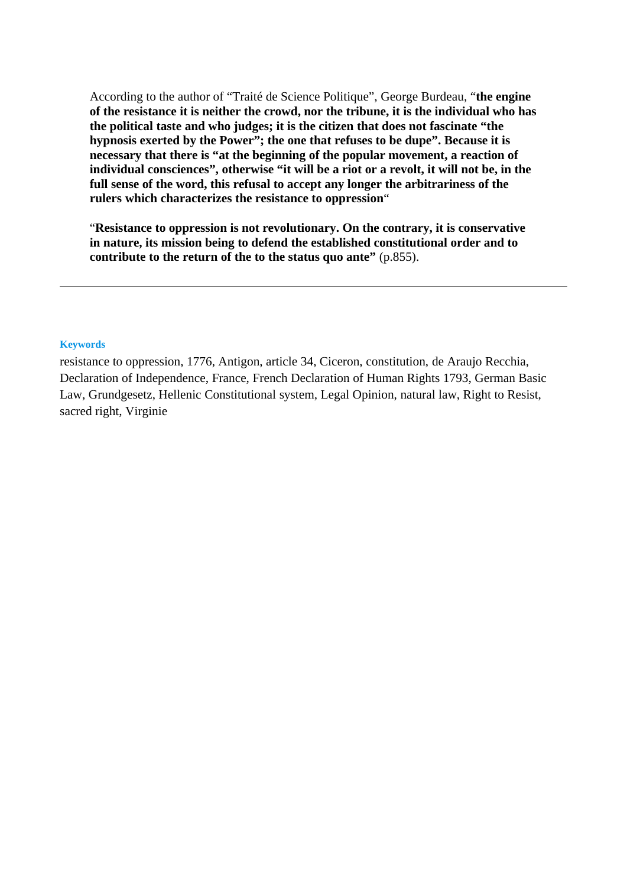According to the author of "Traité de Science Politique", George Burdeau, "**the engine of the resistance it is neither the crowd, nor the tribune, it is the individual who has the political taste and who judges; it is the citizen that does not fascinate "the hypnosis exerted by the Power"; the one that refuses to be dupe". Because it is necessary that there is "at the beginning of the popular movement, a reaction of individual consciences", otherwise "it will be a riot or a revolt, it will not be, in the full sense of the word, this refusal to accept any longer the arbitrariness of the rulers which characterizes the resistance to oppression**"

"**Resistance to oppression is not revolutionary. On the contrary, it is conservative in nature, its mission being to defend the established constitutional order and to contribute to the return of the to the status quo ante"** (p.855).

---

**Keywords**

resistance to oppression, 1776, Antigon, article 34, Ciceron, constitution, de Araujo Recchia, Declaration of Independence, France, French Declaration of Human Rights 1793, German Basic Law, Grundgesetz, Hellenic Constitutional system, Legal Opinion, natural law, Right to Resist, sacred right, Virginie